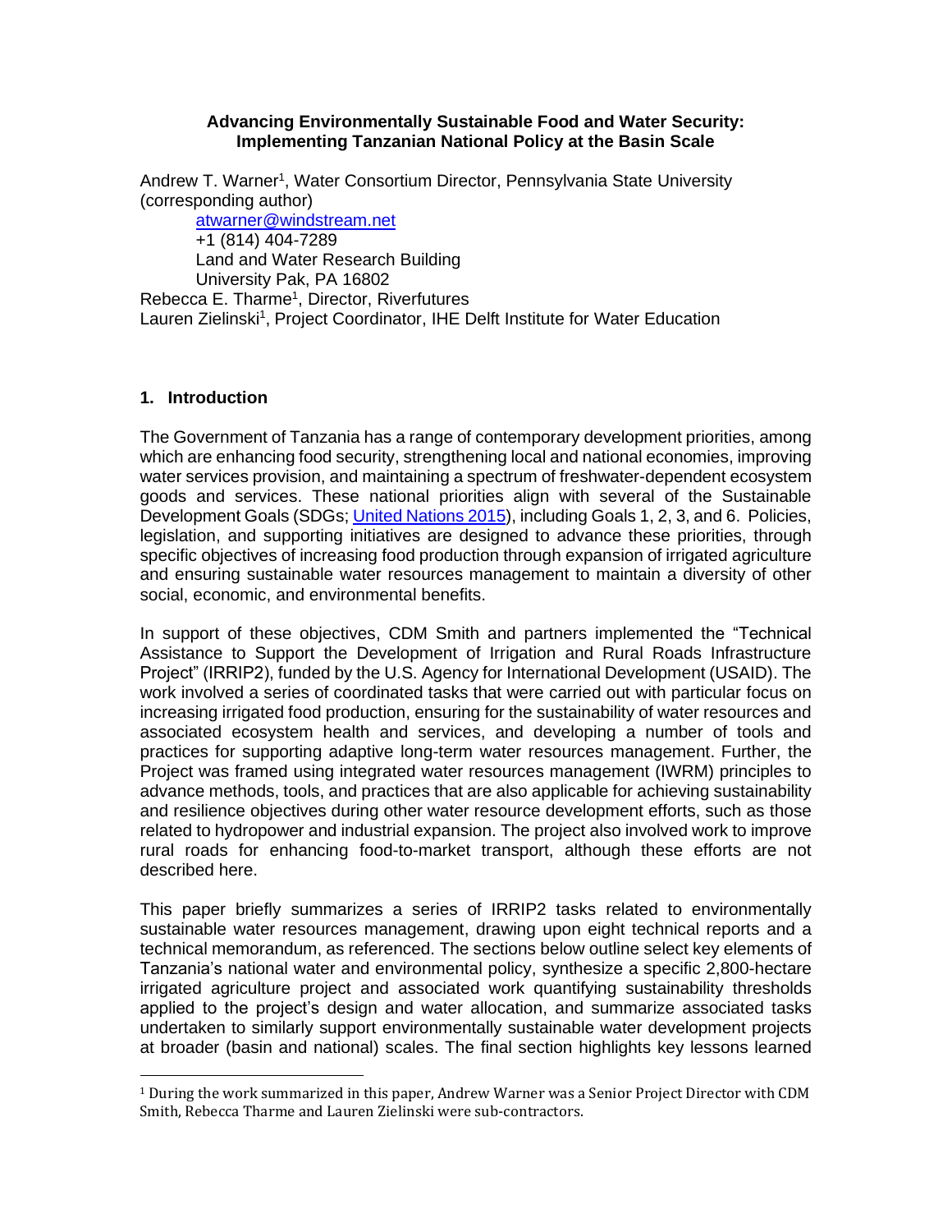**Advancing Environmentally Sustainable Food and Water Security: Implementing Tanzanian National Policy at the Basin Scale**

Andrew T. Warner[1], Water Consortium Director, Pennsylvania State University (corresponding author)

atwarner@windstream.net
+1 (814) 404-7289
Land and Water Research Building
University Pak, PA 16802

Rebecca E. Tharme[1], Director, Riverfutures
Lauren Zielinski[1], Project Coordinator, IHE Delft Institute for Water Education

## 1. Introduction

The Government of Tanzania has a range of contemporary development priorities, among which are enhancing food security, strengthening local and national economies, improving water services provision, and maintaining a spectrum of freshwater-dependent ecosystem goods and services. These national priorities align with several of the Sustainable Development Goals (SDGs; United Nations 2015), including Goals 1, 2, 3, and 6. Policies, legislation, and supporting initiatives are designed to advance these priorities, through specific objectives of increasing food production through expansion of irrigated agriculture and ensuring sustainable water resources management to maintain a diversity of other social, economic, and environmental benefits.

In support of these objectives, CDM Smith and partners implemented the "Technical Assistance to Support the Development of Irrigation and Rural Roads Infrastructure Project" (IRRIP2), funded by the U.S. Agency for International Development (USAID). The work involved a series of coordinated tasks that were carried out with particular focus on increasing irrigated food production, ensuring for the sustainability of water resources and associated ecosystem health and services, and developing a number of tools and practices for supporting adaptive long-term water resources management. Further, the Project was framed using integrated water resources management (IWRM) principles to advance methods, tools, and practices that are also applicable for achieving sustainability and resilience objectives during other water resource development efforts, such as those related to hydropower and industrial expansion. The project also involved work to improve rural roads for enhancing food-to-market transport, although these efforts are not described here.

This paper briefly summarizes a series of IRRIP2 tasks related to environmentally sustainable water resources management, drawing upon eight technical reports and a technical memorandum, as referenced. The sections below outline select key elements of Tanzania's national water and environmental policy, synthesize a specific 2,800-hectare irrigated agriculture project and associated work quantifying sustainability thresholds applied to the project's design and water allocation, and summarize associated tasks undertaken to similarly support environmentally sustainable water development projects at broader (basin and national) scales. The final section highlights key lessons learned

[1] During the work summarized in this paper, Andrew Warner was a Senior Project Director with CDM Smith, Rebecca Tharme and Lauren Zielinski were sub-contractors.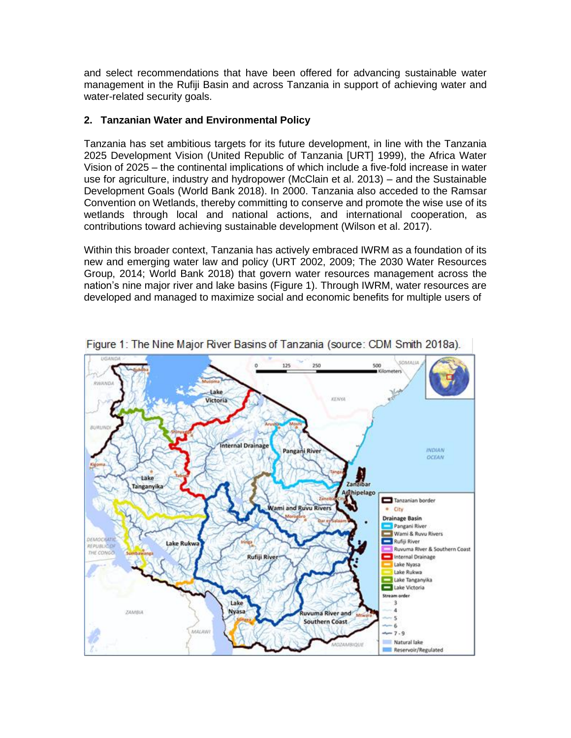and select recommendations that have been offered for advancing sustainable water management in the Rufiji Basin and across Tanzania in support of achieving water and water-related security goals.

## 2. Tanzanian Water and Environmental Policy

Tanzania has set ambitious targets for its future development, in line with the Tanzania 2025 Development Vision (United Republic of Tanzania [URT] 1999), the Africa Water Vision of 2025 – the continental implications of which include a five-fold increase in water use for agriculture, industry and hydropower (McClain et al. 2013) – and the Sustainable Development Goals (World Bank 2018). In 2000. Tanzania also acceded to the Ramsar Convention on Wetlands, thereby committing to conserve and promote the wise use of its wetlands through local and national actions, and international cooperation, as contributions toward achieving sustainable development (Wilson et al. 2017).

Within this broader context, Tanzania has actively embraced IWRM as a foundation of its new and emerging water law and policy (URT 2002, 2009; The 2030 Water Resources Group, 2014; World Bank 2018) that govern water resources management across the nation's nine major river and lake basins (Figure 1). Through IWRM, water resources are developed and managed to maximize social and economic benefits for multiple users of

Figure 1: The Nine Major River Basins of Tanzania (source: CDM Smith 2018a).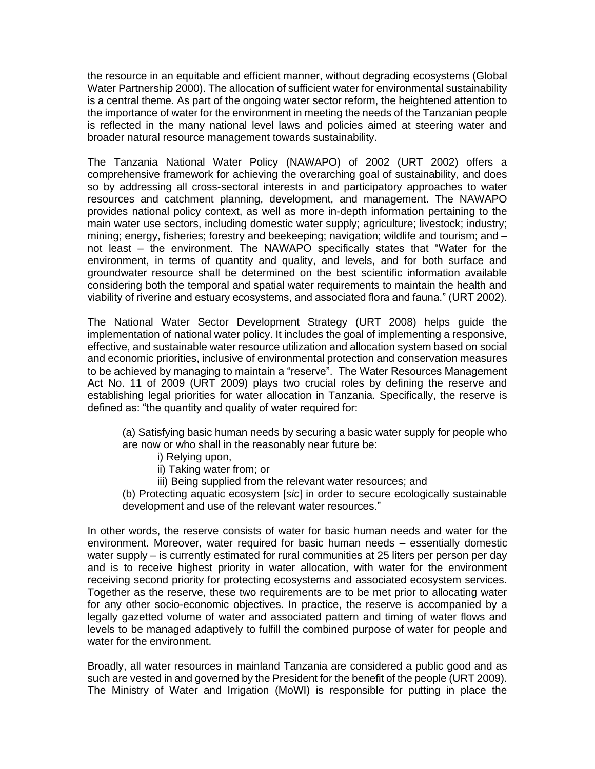the resource in an equitable and efficient manner, without degrading ecosystems (Global Water Partnership 2000). The allocation of sufficient water for environmental sustainability is a central theme. As part of the ongoing water sector reform, the heightened attention to the importance of water for the environment in meeting the needs of the Tanzanian people is reflected in the many national level laws and policies aimed at steering water and broader natural resource management towards sustainability.

The Tanzania National Water Policy (NAWAPO) of 2002 (URT 2002) offers a comprehensive framework for achieving the overarching goal of sustainability, and does so by addressing all cross-sectoral interests in and participatory approaches to water resources and catchment planning, development, and management. The NAWAPO provides national policy context, as well as more in-depth information pertaining to the main water use sectors, including domestic water supply; agriculture; livestock; industry; mining; energy, fisheries; forestry and beekeeping; navigation; wildlife and tourism; and – not least – the environment. The NAWAPO specifically states that "Water for the environment, in terms of quantity and quality, and levels, and for both surface and groundwater resource shall be determined on the best scientific information available considering both the temporal and spatial water requirements to maintain the health and viability of riverine and estuary ecosystems, and associated flora and fauna." (URT 2002).

The National Water Sector Development Strategy (URT 2008) helps guide the implementation of national water policy. It includes the goal of implementing a responsive, effective, and sustainable water resource utilization and allocation system based on social and economic priorities, inclusive of environmental protection and conservation measures to be achieved by managing to maintain a "reserve". The Water Resources Management Act No. 11 of 2009 (URT 2009) plays two crucial roles by defining the reserve and establishing legal priorities for water allocation in Tanzania. Specifically, the reserve is defined as: "the quantity and quality of water required for:

> (a) Satisfying basic human needs by securing a basic water supply for people who are now or who shall in the reasonably near future be:
>
> > i) Relying upon,
> > ii) Taking water from; or
> > iii) Being supplied from the relevant water resources; and
>
> (b) Protecting aquatic ecosystem [*sic*] in order to secure ecologically sustainable development and use of the relevant water resources."

In other words, the reserve consists of water for basic human needs and water for the environment. Moreover, water required for basic human needs – essentially domestic water supply – is currently estimated for rural communities at 25 liters per person per day and is to receive highest priority in water allocation, with water for the environment receiving second priority for protecting ecosystems and associated ecosystem services. Together as the reserve, these two requirements are to be met prior to allocating water for any other socio-economic objectives. In practice, the reserve is accompanied by a legally gazetted volume of water and associated pattern and timing of water flows and levels to be managed adaptively to fulfill the combined purpose of water for people and water for the environment.

Broadly, all water resources in mainland Tanzania are considered a public good and as such are vested in and governed by the President for the benefit of the people (URT 2009). The Ministry of Water and Irrigation (MoWI) is responsible for putting in place the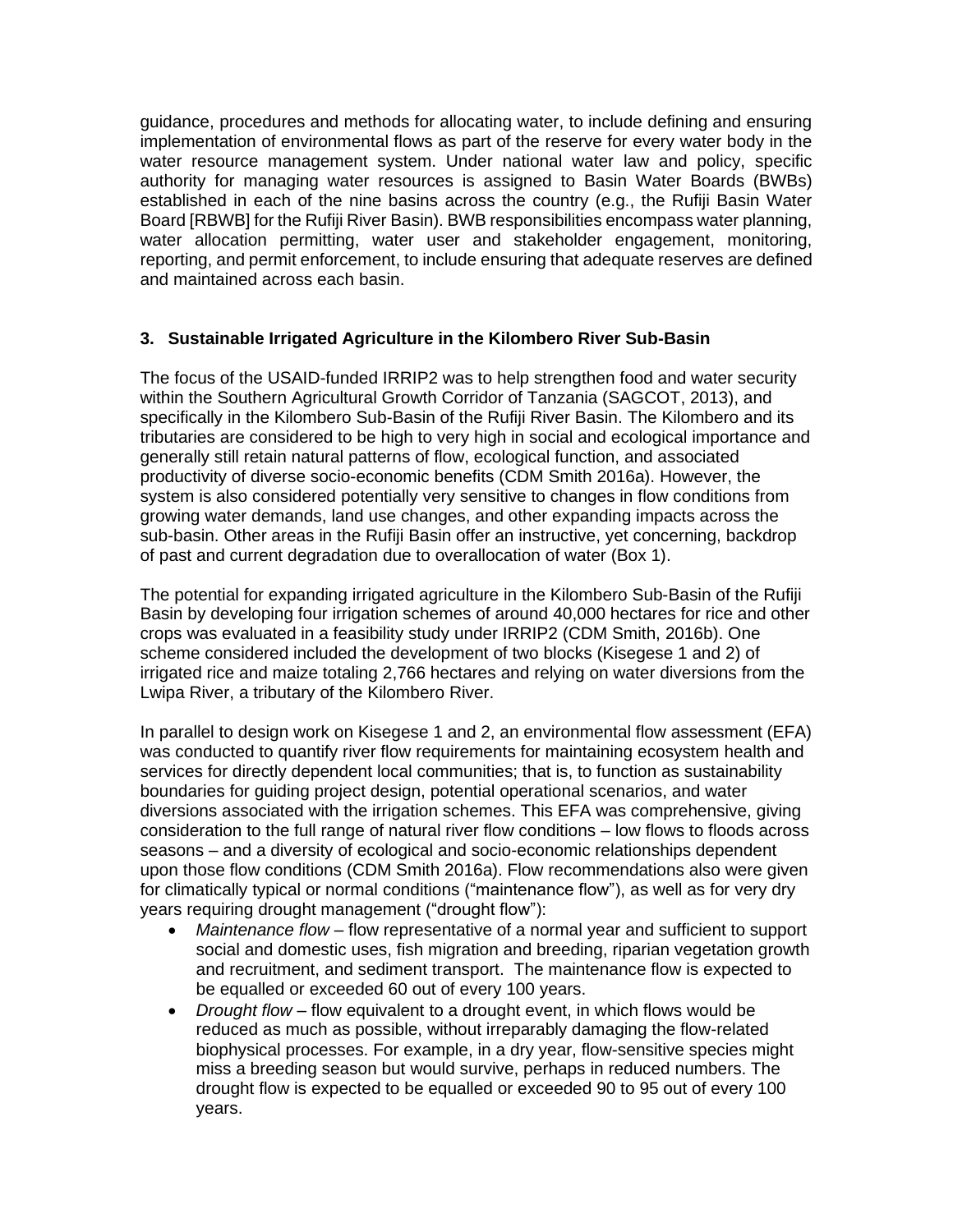guidance, procedures and methods for allocating water, to include defining and ensuring implementation of environmental flows as part of the reserve for every water body in the water resource management system. Under national water law and policy, specific authority for managing water resources is assigned to Basin Water Boards (BWBs) established in each of the nine basins across the country (e.g., the Rufiji Basin Water Board [RBWB] for the Rufiji River Basin). BWB responsibilities encompass water planning, water allocation permitting, water user and stakeholder engagement, monitoring, reporting, and permit enforcement, to include ensuring that adequate reserves are defined and maintained across each basin.

## 3. Sustainable Irrigated Agriculture in the Kilombero River Sub-Basin

The focus of the USAID-funded IRRIP2 was to help strengthen food and water security within the Southern Agricultural Growth Corridor of Tanzania (SAGCOT, 2013), and specifically in the Kilombero Sub-Basin of the Rufiji River Basin. The Kilombero and its tributaries are considered to be high to very high in social and ecological importance and generally still retain natural patterns of flow, ecological function, and associated productivity of diverse socio-economic benefits (CDM Smith 2016a). However, the system is also considered potentially very sensitive to changes in flow conditions from growing water demands, land use changes, and other expanding impacts across the sub-basin. Other areas in the Rufiji Basin offer an instructive, yet concerning, backdrop of past and current degradation due to overallocation of water (Box 1).

The potential for expanding irrigated agriculture in the Kilombero Sub-Basin of the Rufiji Basin by developing four irrigation schemes of around 40,000 hectares for rice and other crops was evaluated in a feasibility study under IRRIP2 (CDM Smith, 2016b). One scheme considered included the development of two blocks (Kisegese 1 and 2) of irrigated rice and maize totaling 2,766 hectares and relying on water diversions from the Lwipa River, a tributary of the Kilombero River.

In parallel to design work on Kisegese 1 and 2, an environmental flow assessment (EFA) was conducted to quantify river flow requirements for maintaining ecosystem health and services for directly dependent local communities; that is, to function as sustainability boundaries for guiding project design, potential operational scenarios, and water diversions associated with the irrigation schemes. This EFA was comprehensive, giving consideration to the full range of natural river flow conditions – low flows to floods across seasons – and a diversity of ecological and socio-economic relationships dependent upon those flow conditions (CDM Smith 2016a). Flow recommendations also were given for climatically typical or normal conditions ("maintenance flow"), as well as for very dry years requiring drought management ("drought flow"):

- *Maintenance flow* – flow representative of a normal year and sufficient to support social and domestic uses, fish migration and breeding, riparian vegetation growth and recruitment, and sediment transport. The maintenance flow is expected to be equalled or exceeded 60 out of every 100 years.
- *Drought flow* – flow equivalent to a drought event, in which flows would be reduced as much as possible, without irreparably damaging the flow-related biophysical processes. For example, in a dry year, flow-sensitive species might miss a breeding season but would survive, perhaps in reduced numbers. The drought flow is expected to be equalled or exceeded 90 to 95 out of every 100 years.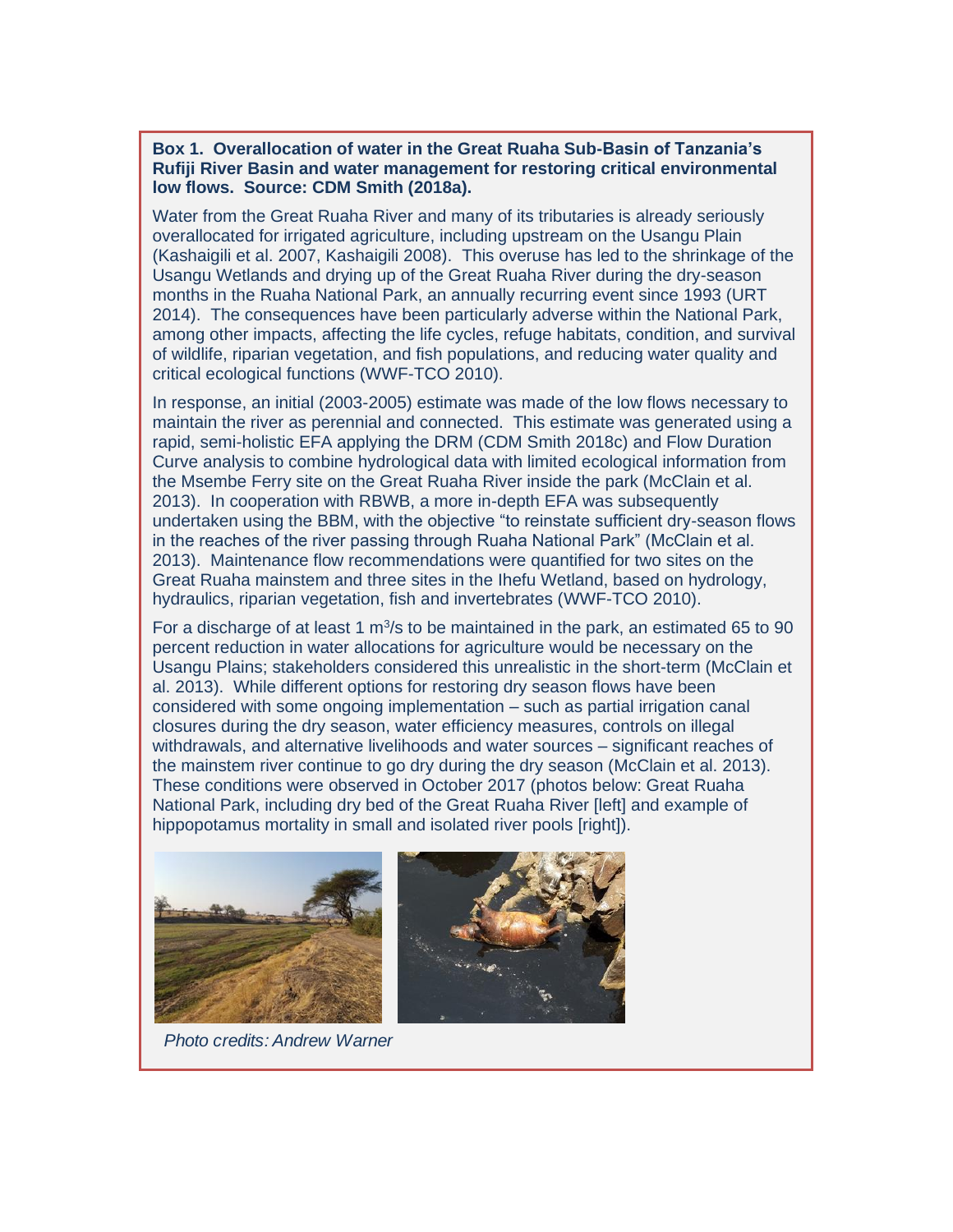**Box 1. Overallocation of water in the Great Ruaha Sub-Basin of Tanzania's Rufiji River Basin and water management for restoring critical environmental low flows. Source: CDM Smith (2018a).**

Water from the Great Ruaha River and many of its tributaries is already seriously overallocated for irrigated agriculture, including upstream on the Usangu Plain (Kashaigili et al. 2007, Kashaigili 2008). This overuse has led to the shrinkage of the Usangu Wetlands and drying up of the Great Ruaha River during the dry-season months in the Ruaha National Park, an annually recurring event since 1993 (URT 2014). The consequences have been particularly adverse within the National Park, among other impacts, affecting the life cycles, refuge habitats, condition, and survival of wildlife, riparian vegetation, and fish populations, and reducing water quality and critical ecological functions (WWF-TCO 2010).

In response, an initial (2003-2005) estimate was made of the low flows necessary to maintain the river as perennial and connected. This estimate was generated using a rapid, semi-holistic EFA applying the DRM (CDM Smith 2018c) and Flow Duration Curve analysis to combine hydrological data with limited ecological information from the Msembe Ferry site on the Great Ruaha River inside the park (McClain et al. 2013). In cooperation with RBWB, a more in-depth EFA was subsequently undertaken using the BBM, with the objective "to reinstate sufficient dry-season flows in the reaches of the river passing through Ruaha National Park" (McClain et al. 2013). Maintenance flow recommendations were quantified for two sites on the Great Ruaha mainstem and three sites in the Ihefu Wetland, based on hydrology, hydraulics, riparian vegetation, fish and invertebrates (WWF-TCO 2010).

For a discharge of at least 1 $m^3/s$ to be maintained in the park, an estimated 65 to 90 percent reduction in water allocations for agriculture would be necessary on the Usangu Plains; stakeholders considered this unrealistic in the short-term (McClain et al. 2013). While different options for restoring dry season flows have been considered with some ongoing implementation – such as partial irrigation canal closures during the dry season, water efficiency measures, controls on illegal withdrawals, and alternative livelihoods and water sources – significant reaches of the mainstem river continue to go dry during the dry season (McClain et al. 2013). These conditions were observed in October 2017 (photos below: Great Ruaha National Park, including dry bed of the Great Ruaha River [left] and example of hippopotamus mortality in small and isolated river pools [right]).

*Photo credits: Andrew Warner*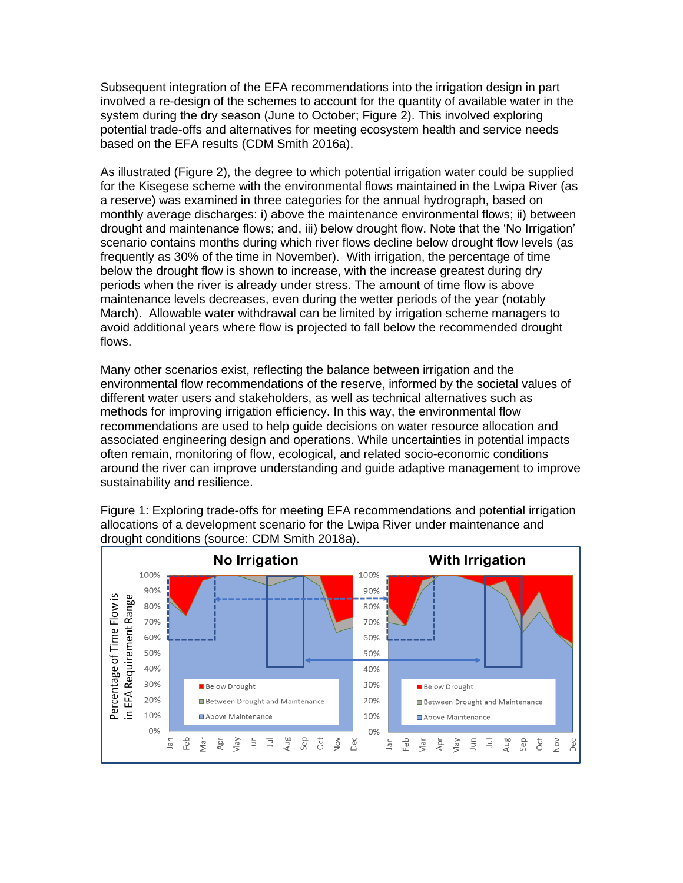Subsequent integration of the EFA recommendations into the irrigation design in part involved a re-design of the schemes to account for the quantity of available water in the system during the dry season (June to October; Figure 2). This involved exploring potential trade-offs and alternatives for meeting ecosystem health and service needs based on the EFA results (CDM Smith 2016a).

As illustrated (Figure 2), the degree to which potential irrigation water could be supplied for the Kisegese scheme with the environmental flows maintained in the Lwipa River (as a reserve) was examined in three categories for the annual hydrograph, based on monthly average discharges: i) above the maintenance environmental flows; ii) between drought and maintenance flows; and, iii) below drought flow. Note that the 'No Irrigation' scenario contains months during which river flows decline below drought flow levels (as frequently as 30% of the time in November). With irrigation, the percentage of time below the drought flow is shown to increase, with the increase greatest during dry periods when the river is already under stress. The amount of time flow is above maintenance levels decreases, even during the wetter periods of the year (notably March). Allowable water withdrawal can be limited by irrigation scheme managers to avoid additional years where flow is projected to fall below the recommended drought flows.

Many other scenarios exist, reflecting the balance between irrigation and the environmental flow recommendations of the reserve, informed by the societal values of different water users and stakeholders, as well as technical alternatives such as methods for improving irrigation efficiency. In this way, the environmental flow recommendations are used to help guide decisions on water resource allocation and associated engineering design and operations. While uncertainties in potential impacts often remain, monitoring of flow, ecological, and related socio-economic conditions around the river can improve understanding and guide adaptive management to improve sustainability and resilience.

Figure 1: Exploring trade-offs for meeting EFA recommendations and potential irrigation allocations of a development scenario for the Lwipa River under maintenance and drought conditions (source: CDM Smith 2018a).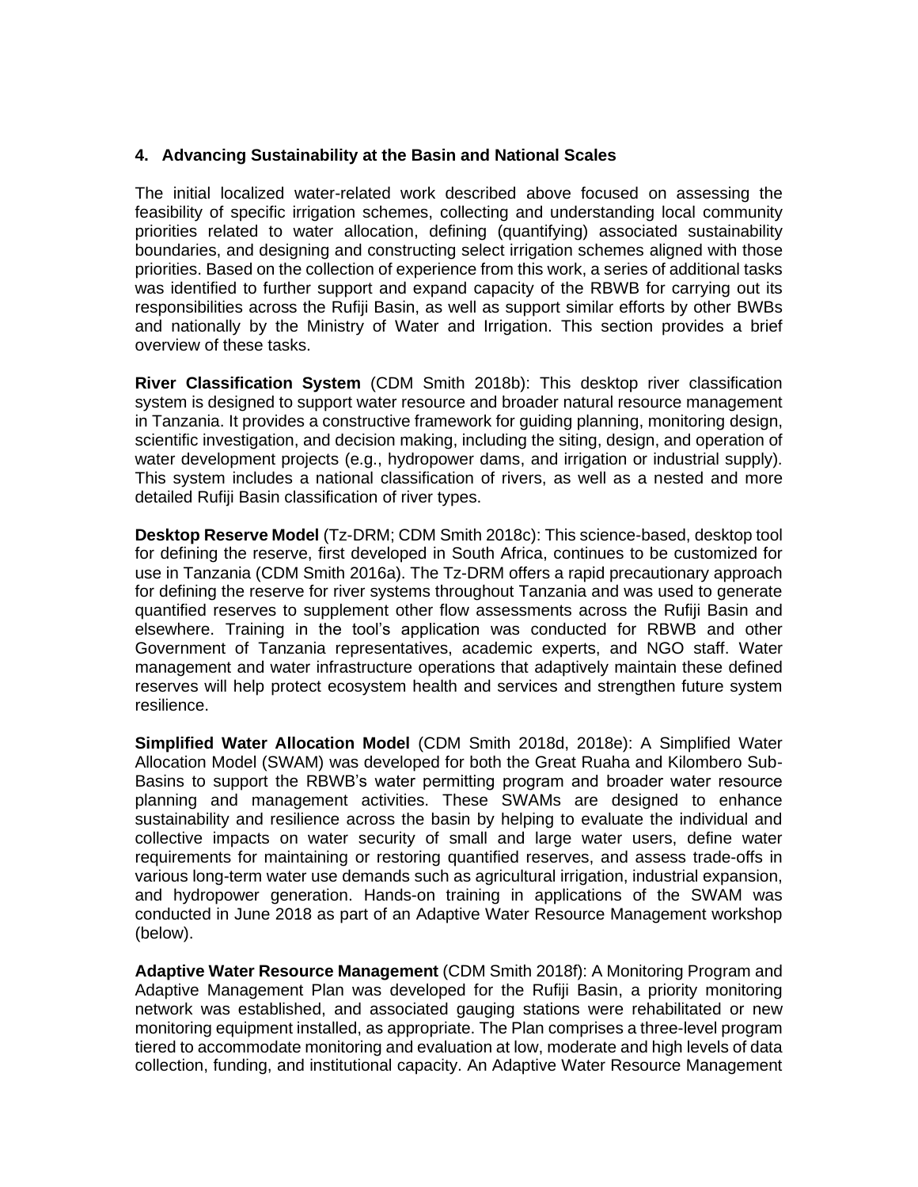## 4. Advancing Sustainability at the Basin and National Scales

The initial localized water-related work described above focused on assessing the feasibility of specific irrigation schemes, collecting and understanding local community priorities related to water allocation, defining (quantifying) associated sustainability boundaries, and designing and constructing select irrigation schemes aligned with those priorities. Based on the collection of experience from this work, a series of additional tasks was identified to further support and expand capacity of the RBWB for carrying out its responsibilities across the Rufiji Basin, as well as support similar efforts by other BWBs and nationally by the Ministry of Water and Irrigation. This section provides a brief overview of these tasks.

**River Classification System** (CDM Smith 2018b): This desktop river classification system is designed to support water resource and broader natural resource management in Tanzania. It provides a constructive framework for guiding planning, monitoring design, scientific investigation, and decision making, including the siting, design, and operation of water development projects (e.g., hydropower dams, and irrigation or industrial supply). This system includes a national classification of rivers, as well as a nested and more detailed Rufiji Basin classification of river types.

**Desktop Reserve Model** (Tz-DRM; CDM Smith 2018c): This science-based, desktop tool for defining the reserve, first developed in South Africa, continues to be customized for use in Tanzania (CDM Smith 2016a). The Tz-DRM offers a rapid precautionary approach for defining the reserve for river systems throughout Tanzania and was used to generate quantified reserves to supplement other flow assessments across the Rufiji Basin and elsewhere. Training in the tool's application was conducted for RBWB and other Government of Tanzania representatives, academic experts, and NGO staff. Water management and water infrastructure operations that adaptively maintain these defined reserves will help protect ecosystem health and services and strengthen future system resilience.

**Simplified Water Allocation Model** (CDM Smith 2018d, 2018e): A Simplified Water Allocation Model (SWAM) was developed for both the Great Ruaha and Kilombero Sub-Basins to support the RBWB's water permitting program and broader water resource planning and management activities. These SWAMs are designed to enhance sustainability and resilience across the basin by helping to evaluate the individual and collective impacts on water security of small and large water users, define water requirements for maintaining or restoring quantified reserves, and assess trade-offs in various long-term water use demands such as agricultural irrigation, industrial expansion, and hydropower generation. Hands-on training in applications of the SWAM was conducted in June 2018 as part of an Adaptive Water Resource Management workshop (below).

**Adaptive Water Resource Management** (CDM Smith 2018f): A Monitoring Program and Adaptive Management Plan was developed for the Rufiji Basin, a priority monitoring network was established, and associated gauging stations were rehabilitated or new monitoring equipment installed, as appropriate. The Plan comprises a three-level program tiered to accommodate monitoring and evaluation at low, moderate and high levels of data collection, funding, and institutional capacity. An Adaptive Water Resource Management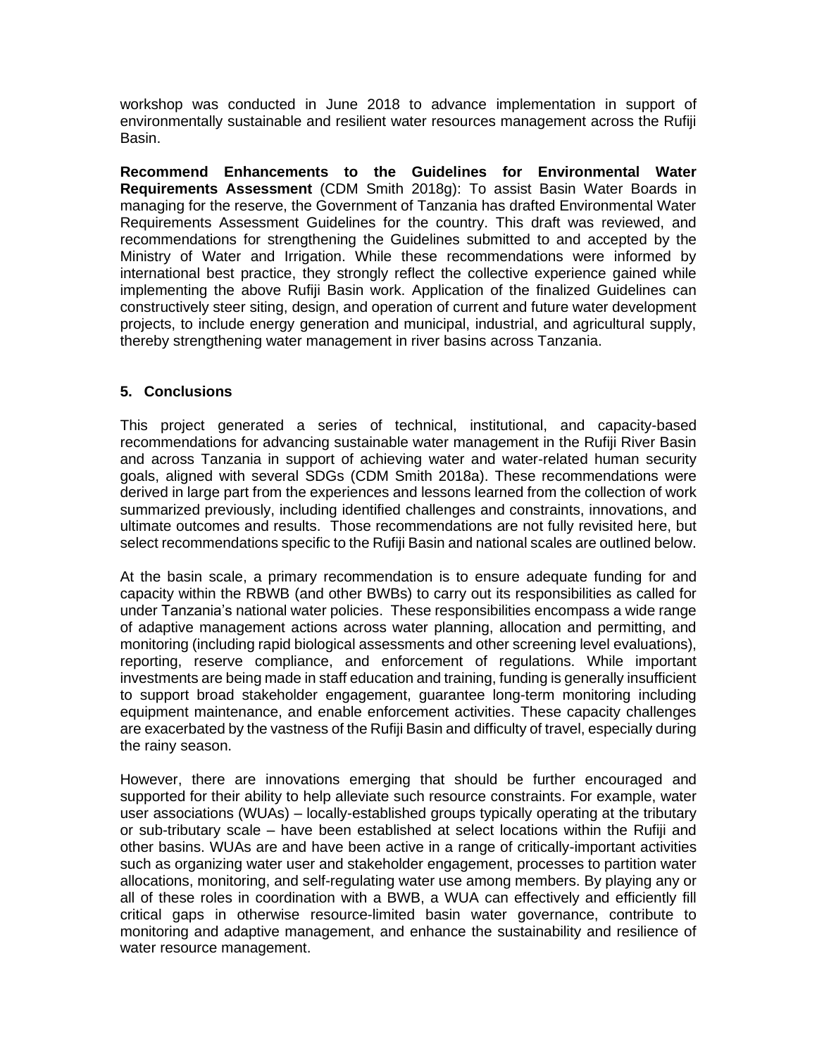workshop was conducted in June 2018 to advance implementation in support of environmentally sustainable and resilient water resources management across the Rufiji Basin.

**Recommend Enhancements to the Guidelines for Environmental Water Requirements Assessment** (CDM Smith 2018g): To assist Basin Water Boards in managing for the reserve, the Government of Tanzania has drafted Environmental Water Requirements Assessment Guidelines for the country. This draft was reviewed, and recommendations for strengthening the Guidelines submitted to and accepted by the Ministry of Water and Irrigation. While these recommendations were informed by international best practice, they strongly reflect the collective experience gained while implementing the above Rufiji Basin work. Application of the finalized Guidelines can constructively steer siting, design, and operation of current and future water development projects, to include energy generation and municipal, industrial, and agricultural supply, thereby strengthening water management in river basins across Tanzania.

## 5. Conclusions

This project generated a series of technical, institutional, and capacity-based recommendations for advancing sustainable water management in the Rufiji River Basin and across Tanzania in support of achieving water and water-related human security goals, aligned with several SDGs (CDM Smith 2018a). These recommendations were derived in large part from the experiences and lessons learned from the collection of work summarized previously, including identified challenges and constraints, innovations, and ultimate outcomes and results. Those recommendations are not fully revisited here, but select recommendations specific to the Rufiji Basin and national scales are outlined below.

At the basin scale, a primary recommendation is to ensure adequate funding for and capacity within the RBWB (and other BWBs) to carry out its responsibilities as called for under Tanzania's national water policies. These responsibilities encompass a wide range of adaptive management actions across water planning, allocation and permitting, and monitoring (including rapid biological assessments and other screening level evaluations), reporting, reserve compliance, and enforcement of regulations. While important investments are being made in staff education and training, funding is generally insufficient to support broad stakeholder engagement, guarantee long-term monitoring including equipment maintenance, and enable enforcement activities. These capacity challenges are exacerbated by the vastness of the Rufiji Basin and difficulty of travel, especially during the rainy season.

However, there are innovations emerging that should be further encouraged and supported for their ability to help alleviate such resource constraints. For example, water user associations (WUAs) – locally-established groups typically operating at the tributary or sub-tributary scale – have been established at select locations within the Rufiji and other basins. WUAs are and have been active in a range of critically-important activities such as organizing water user and stakeholder engagement, processes to partition water allocations, monitoring, and self-regulating water use among members. By playing any or all of these roles in coordination with a BWB, a WUA can effectively and efficiently fill critical gaps in otherwise resource-limited basin water governance, contribute to monitoring and adaptive management, and enhance the sustainability and resilience of water resource management.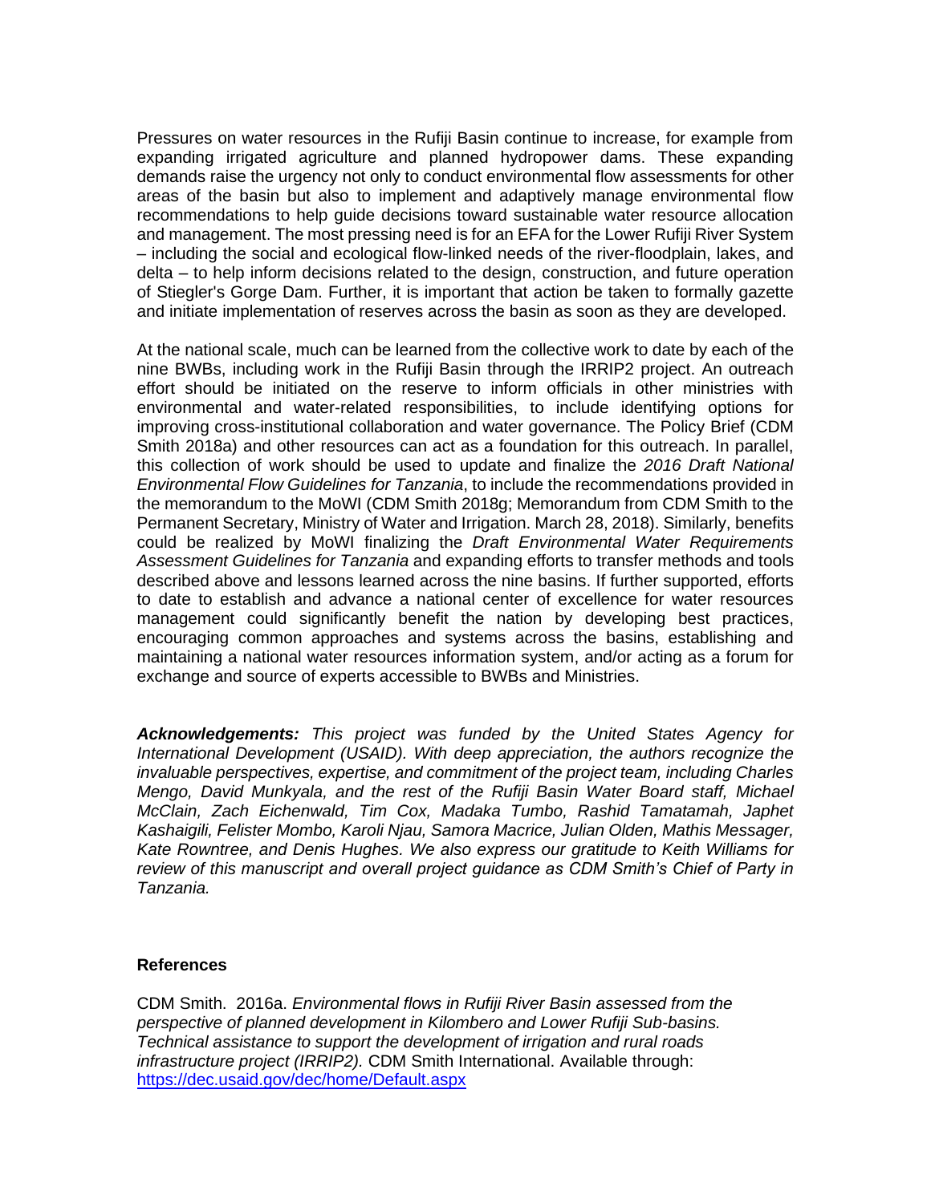Pressures on water resources in the Rufiji Basin continue to increase, for example from expanding irrigated agriculture and planned hydropower dams. These expanding demands raise the urgency not only to conduct environmental flow assessments for other areas of the basin but also to implement and adaptively manage environmental flow recommendations to help guide decisions toward sustainable water resource allocation and management. The most pressing need is for an EFA for the Lower Rufiji River System – including the social and ecological flow-linked needs of the river-floodplain, lakes, and delta – to help inform decisions related to the design, construction, and future operation of Stiegler's Gorge Dam. Further, it is important that action be taken to formally gazette and initiate implementation of reserves across the basin as soon as they are developed.

At the national scale, much can be learned from the collective work to date by each of the nine BWBs, including work in the Rufiji Basin through the IRRIP2 project. An outreach effort should be initiated on the reserve to inform officials in other ministries with environmental and water-related responsibilities, to include identifying options for improving cross-institutional collaboration and water governance. The Policy Brief (CDM Smith 2018a) and other resources can act as a foundation for this outreach. In parallel, this collection of work should be used to update and finalize the *2016 Draft National Environmental Flow Guidelines for Tanzania*, to include the recommendations provided in the memorandum to the MoWI (CDM Smith 2018g; Memorandum from CDM Smith to the Permanent Secretary, Ministry of Water and Irrigation. March 28, 2018). Similarly, benefits could be realized by MoWI finalizing the *Draft Environmental Water Requirements Assessment Guidelines for Tanzania* and expanding efforts to transfer methods and tools described above and lessons learned across the nine basins. If further supported, efforts to date to establish and advance a national center of excellence for water resources management could significantly benefit the nation by developing best practices, encouraging common approaches and systems across the basins, establishing and maintaining a national water resources information system, and/or acting as a forum for exchange and source of experts accessible to BWBs and Ministries.

***Acknowledgements:*** *This project was funded by the United States Agency for International Development (USAID). With deep appreciation, the authors recognize the invaluable perspectives, expertise, and commitment of the project team, including Charles Mengo, David Munkyala, and the rest of the Rufiji Basin Water Board staff, Michael McClain, Zach Eichenwald, Tim Cox, Madaka Tumbo, Rashid Tamatamah, Japhet Kashaigili, Felister Mombo, Karoli Njau, Samora Macrice, Julian Olden, Mathis Messager, Kate Rowntree, and Denis Hughes. We also express our gratitude to Keith Williams for review of this manuscript and overall project guidance as CDM Smith's Chief of Party in Tanzania.*

**References**

CDM Smith. 2016a. *Environmental flows in Rufiji River Basin assessed from the perspective of planned development in Kilombero and Lower Rufiji Sub-basins. Technical assistance to support the development of irrigation and rural roads infrastructure project (IRRIP2).* CDM Smith International. Available through: https://dec.usaid.gov/dec/home/Default.aspx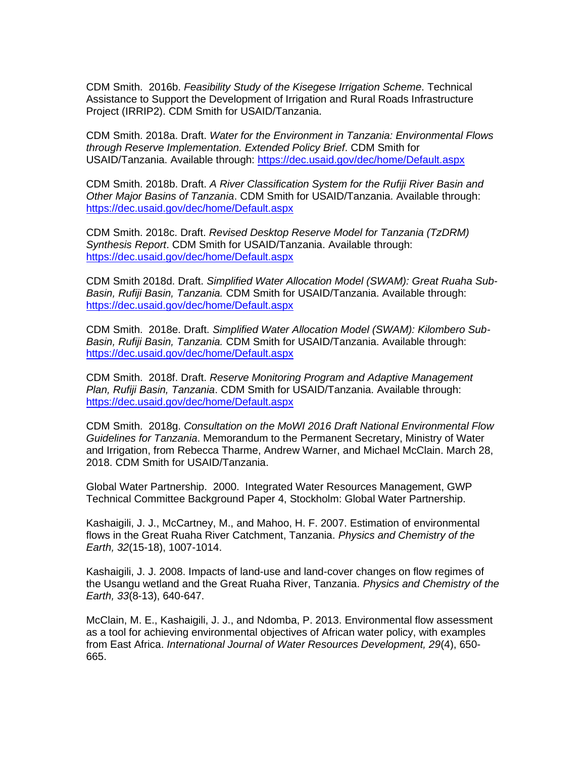CDM Smith. 2016b. *Feasibility Study of the Kisegese Irrigation Scheme*. Technical Assistance to Support the Development of Irrigation and Rural Roads Infrastructure Project (IRRIP2). CDM Smith for USAID/Tanzania.

CDM Smith. 2018a. Draft. *Water for the Environment in Tanzania: Environmental Flows through Reserve Implementation. Extended Policy Brief*. CDM Smith for USAID/Tanzania. Available through: https://dec.usaid.gov/dec/home/Default.aspx

CDM Smith. 2018b. Draft. *A River Classification System for the Rufiji River Basin and Other Major Basins of Tanzania*. CDM Smith for USAID/Tanzania. Available through: https://dec.usaid.gov/dec/home/Default.aspx

CDM Smith. 2018c. Draft. *Revised Desktop Reserve Model for Tanzania (TzDRM) Synthesis Report*. CDM Smith for USAID/Tanzania. Available through: https://dec.usaid.gov/dec/home/Default.aspx

CDM Smith 2018d. Draft. *Simplified Water Allocation Model (SWAM): Great Ruaha Sub-Basin, Rufiji Basin, Tanzania.* CDM Smith for USAID/Tanzania. Available through: https://dec.usaid.gov/dec/home/Default.aspx

CDM Smith. 2018e. Draft. *Simplified Water Allocation Model (SWAM): Kilombero Sub-Basin, Rufiji Basin, Tanzania.* CDM Smith for USAID/Tanzania. Available through: https://dec.usaid.gov/dec/home/Default.aspx

CDM Smith. 2018f. Draft. *Reserve Monitoring Program and Adaptive Management Plan, Rufiji Basin, Tanzania*. CDM Smith for USAID/Tanzania. Available through: https://dec.usaid.gov/dec/home/Default.aspx

CDM Smith. 2018g. *Consultation on the MoWI 2016 Draft National Environmental Flow Guidelines for Tanzania*. Memorandum to the Permanent Secretary, Ministry of Water and Irrigation, from Rebecca Tharme, Andrew Warner, and Michael McClain. March 28, 2018. CDM Smith for USAID/Tanzania.

Global Water Partnership. 2000. Integrated Water Resources Management, GWP Technical Committee Background Paper 4, Stockholm: Global Water Partnership.

Kashaigili, J. J., McCartney, M., and Mahoo, H. F. 2007. Estimation of environmental flows in the Great Ruaha River Catchment, Tanzania. *Physics and Chemistry of the Earth, 32*(15-18), 1007-1014.

Kashaigili, J. J. 2008. Impacts of land-use and land-cover changes on flow regimes of the Usangu wetland and the Great Ruaha River, Tanzania. *Physics and Chemistry of the Earth, 33*(8-13), 640-647.

McClain, M. E., Kashaigili, J. J., and Ndomba, P. 2013. Environmental flow assessment as a tool for achieving environmental objectives of African water policy, with examples from East Africa. *International Journal of Water Resources Development, 29*(4), 650-665.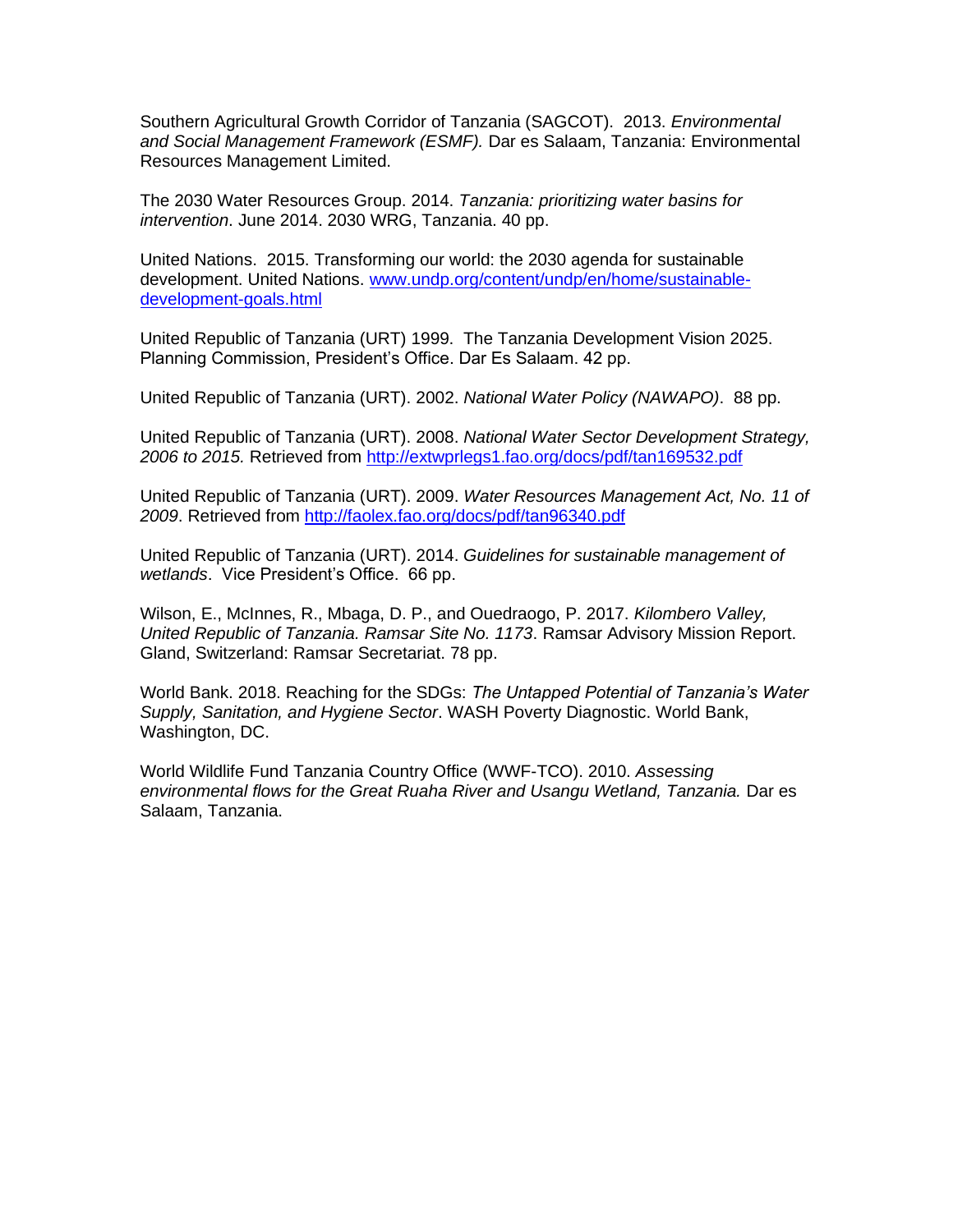Southern Agricultural Growth Corridor of Tanzania (SAGCOT). 2013. *Environmental and Social Management Framework (ESMF).* Dar es Salaam, Tanzania: Environmental Resources Management Limited.

The 2030 Water Resources Group. 2014. *Tanzania: prioritizing water basins for intervention*. June 2014. 2030 WRG, Tanzania. 40 pp.

United Nations. 2015. Transforming our world: the 2030 agenda for sustainable development. United Nations. [www.undp.org/content/undp/en/home/sustainable-development-goals.html](www.undp.org/content/undp/en/home/sustainable-development-goals.html)

United Republic of Tanzania (URT) 1999. The Tanzania Development Vision 2025. Planning Commission, President's Office. Dar Es Salaam. 42 pp.

United Republic of Tanzania (URT). 2002. *National Water Policy (NAWAPO)*. 88 pp.

United Republic of Tanzania (URT). 2008. *National Water Sector Development Strategy, 2006 to 2015.* Retrieved from [http://extwprlegs1.fao.org/docs/pdf/tan169532.pdf](http://extwprlegs1.fao.org/docs/pdf/tan169532.pdf)

United Republic of Tanzania (URT). 2009. *Water Resources Management Act, No. 11 of 2009*. Retrieved from [http://faolex.fao.org/docs/pdf/tan96340.pdf](http://faolex.fao.org/docs/pdf/tan96340.pdf)

United Republic of Tanzania (URT). 2014. *Guidelines for sustainable management of wetlands*. Vice President's Office. 66 pp.

Wilson, E., McInnes, R., Mbaga, D. P., and Ouedraogo, P. 2017. *Kilombero Valley, United Republic of Tanzania. Ramsar Site No. 1173*. Ramsar Advisory Mission Report. Gland, Switzerland: Ramsar Secretariat. 78 pp.

World Bank. 2018. Reaching for the SDGs: *The Untapped Potential of Tanzania's Water Supply, Sanitation, and Hygiene Sector*. WASH Poverty Diagnostic. World Bank, Washington, DC.

World Wildlife Fund Tanzania Country Office (WWF-TCO). 2010. *Assessing environmental flows for the Great Ruaha River and Usangu Wetland, Tanzania.* Dar es Salaam, Tanzania.